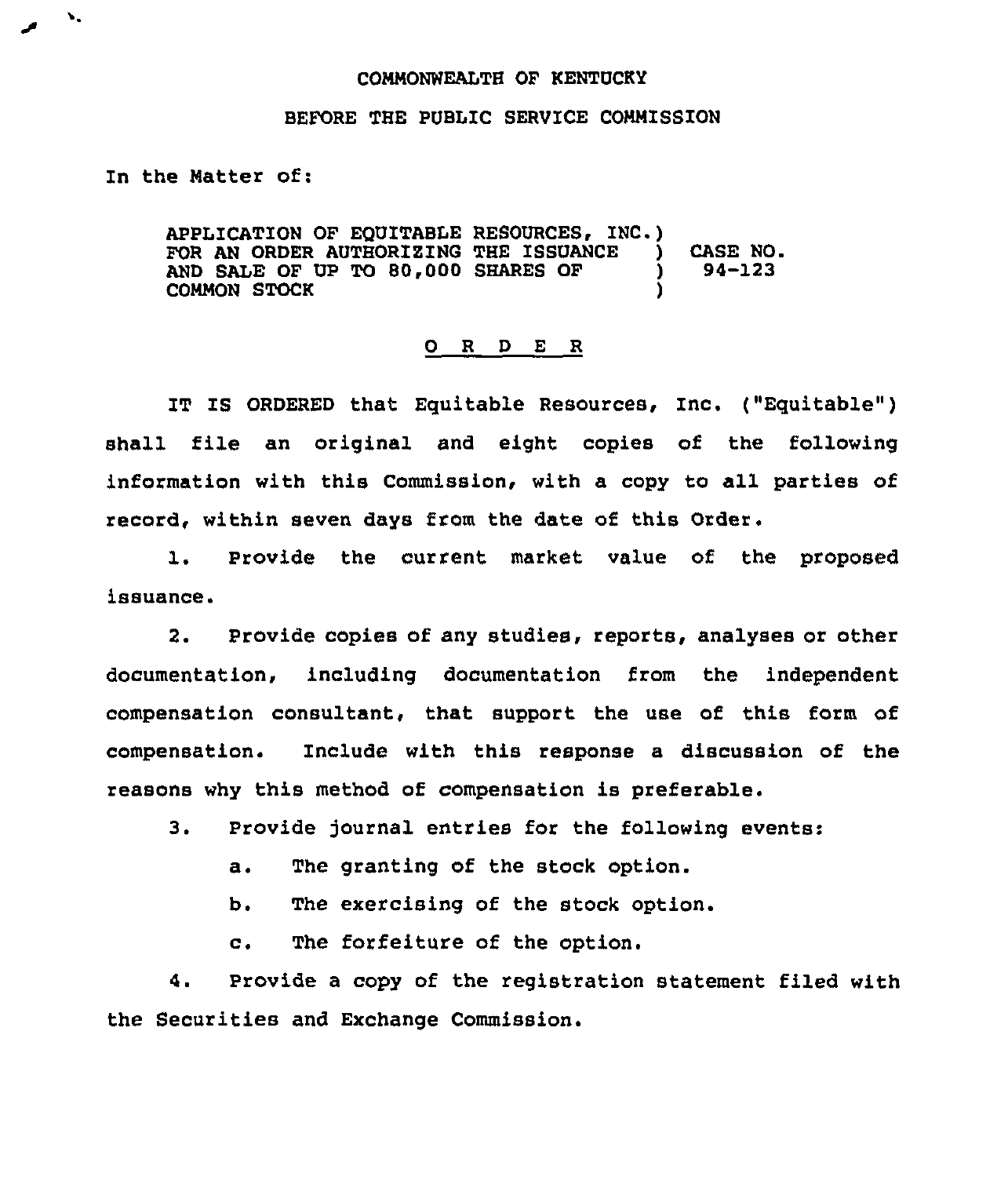COMMONWEALTH OF KENTUCKY

BEFORE THE PUBLIC SERVICE COMMISSION

In the Matter of:

APPLICATION OF EQUITABLE RESOURCES, INC.) FOR AN ORDER AUTHORIZING THE ISSUANCE ) AND SALE OF UP TO 80,000 SHARES OF ) COMMON STOCK ) CASE NO. 94-123

## O R D E R

IT IS ORDERED that Equitable Resources, Inc. ("Equitable") shall file an original and eight copies of the following information with this Commission, with a copy to all parties of record, within seven days from the date of this Order.

1. Provide the current market value of the proposed issuance.

2. Provide copies of any studies, reports, analyses or other documentation, including documentation from the independent compensation consultant, that support the use of this form of compensation. Include with this response a discussion of the reasons why this method of compensation is preferable.

3. Provide journal entries for the following events:

   a. The granting of the stock option.

   b. The exercising of the stock option.

   c. The forfeiture of the option.

4. Provide a copy of the registration statement filed with the Securities and Exchange Commission.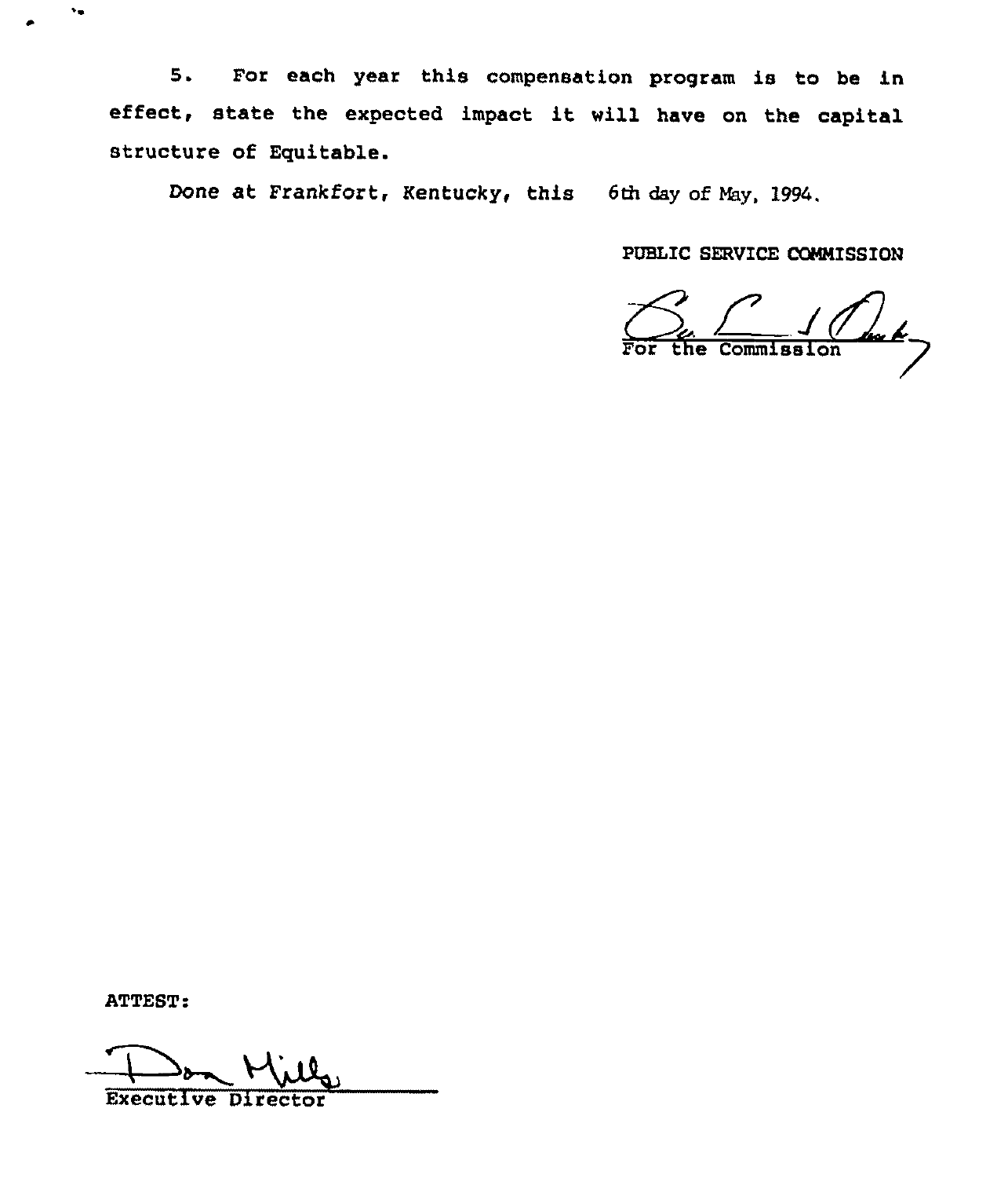5. For each year this compensation program is to be in effect, state the expected impact it will have on the capital structure of Equitable.

Done at Frankfort, Kentucky, this 6th day of May, 1994.

PUBLIC SERVICE COMMISSION

For the Commission

ATTEST:

Executive Director